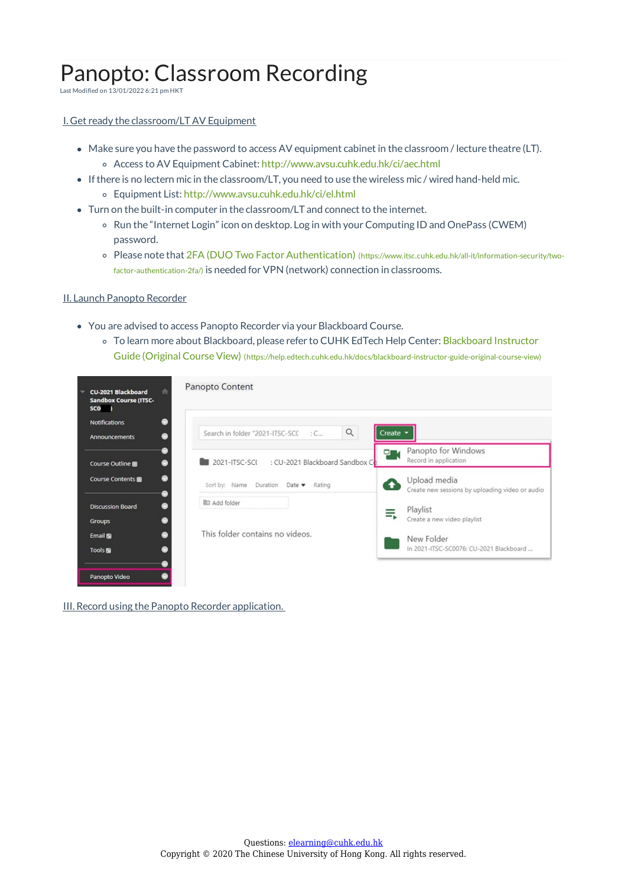# Panopto: Classroom Recording

Last Modified on 13/01/2022 6:21 pm HKT

I. Get ready the classroom/LT AV Equipment

- Make sure you have the password to access AV equipment cabinet in the classroom / lecture theatre (LT).
  - Access to AV Equipment Cabinet: http://www.avsu.cuhk.edu.hk/ci/aec.html
- If there is no lectern mic in the classroom/LT, you need to use the wireless mic / wired hand-held mic.
  - Equipment List: http://www.avsu.cuhk.edu.hk/ci/el.html
- Turn on the built-in computer in the classroom/LT and connect to the internet.
  - Run the "Internet Login" icon on desktop. Log in with your Computing ID and OnePass (CWEM) password.
  - Please note that 2FA (DUO Two Factor Authentication) (https://www.itsc.cuhk.edu.hk/all-it/information-security/two-factor-authentication-2fa/) is needed for VPN (network) connection in classrooms.

II. Launch Panopto Recorder

- You are advised to access Panopto Recorder via your Blackboard Course.
  - To learn more about Blackboard, please refer to CUHK EdTech Help Center: Blackboard Instructor Guide (Original Course View) (https://help.edtech.cuhk.edu.hk/docs/blackboard-instructor-guide-original-course-view)

III. Record using the Panopto Recorder application.

Questions: elearning@cuhk.edu.hk
Copyright © 2020 The Chinese University of Hong Kong. All rights reserved.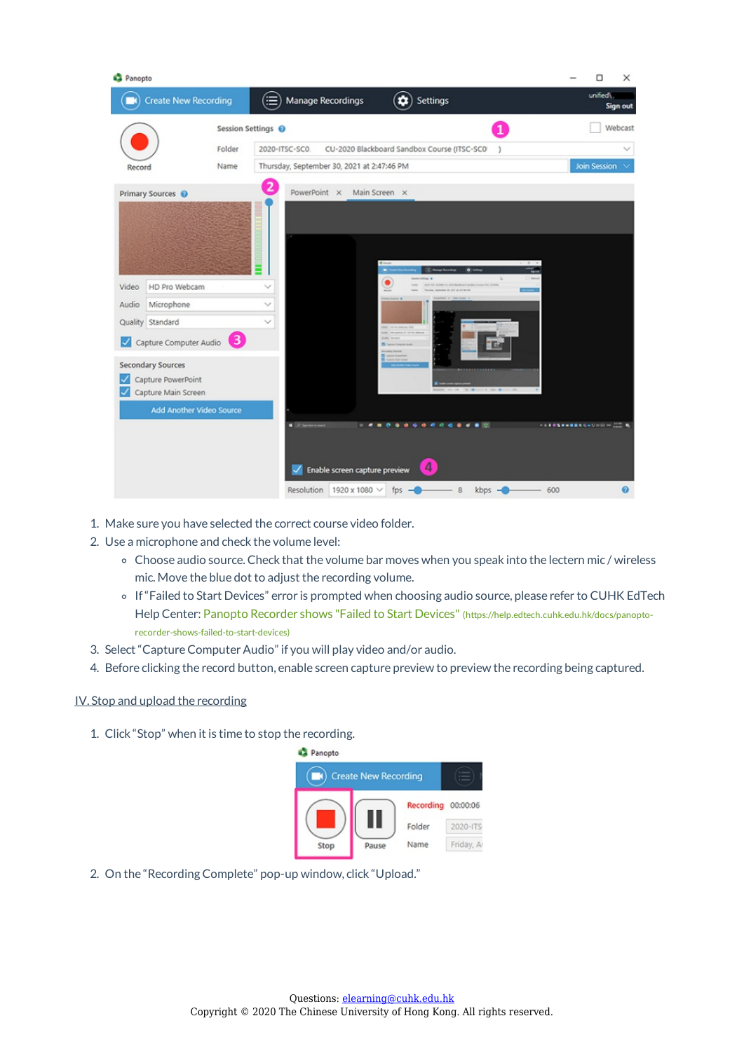1. Make sure you have selected the correct course video folder.
2. Use a microphone and check the volume level:
   - Choose audio source. Check that the volume bar moves when you speak into the lectern mic / wireless mic. Move the blue dot to adjust the recording volume.
   - If "Failed to Start Devices" error is prompted when choosing audio source, please refer to CUHK EdTech Help Center: Panopto Recorder shows "Failed to Start Devices" (https://help.edtech.cuhk.edu.hk/docs/panopto-recorder-shows-failed-to-start-devices)
3. Select "Capture Computer Audio" if you will play video and/or audio.
4. Before clicking the record button, enable screen capture preview to preview the recording being captured.

## IV. Stop and upload the recording

1. Click "Stop" when it is time to stop the recording.
2. On the "Recording Complete" pop-up window, click "Upload."

Questions: elearning@cuhk.edu.hk
Copyright © 2020 The Chinese University of Hong Kong. All rights reserved.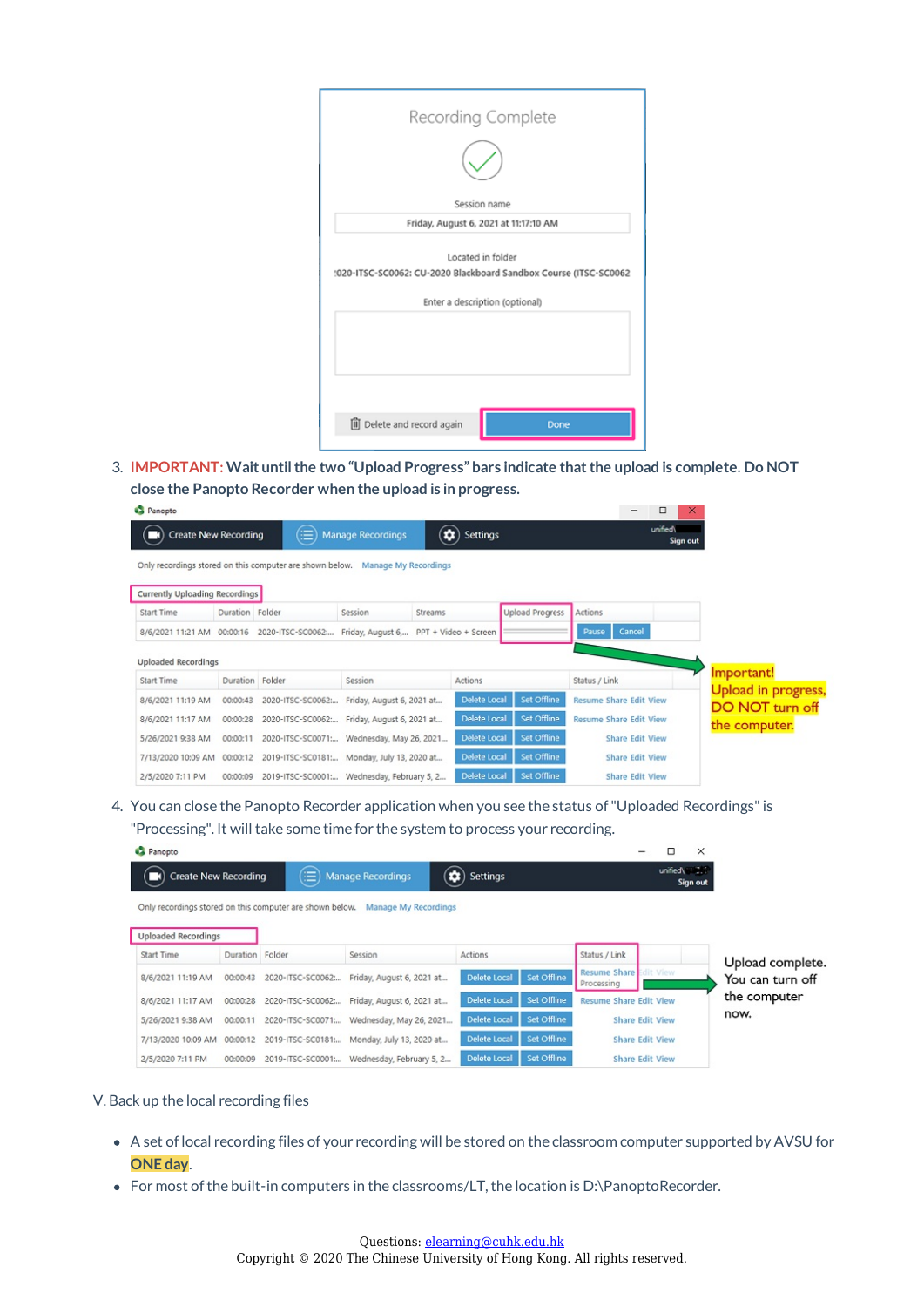3. **IMPORTANT: Wait until the two "Upload Progress" bars indicate that the upload is complete. Do NOT close the Panopto Recorder when the upload is in progress.**

4. You can close the Panopto Recorder application when you see the status of "Uploaded Recordings" is "Processing". It will take some time for the system to process your recording.

V. Back up the local recording files

- A set of local recording files of your recording will be stored on the classroom computer supported by AVSU for **ONE day**.
- For most of the built-in computers in the classrooms/LT, the location is D:\PanoptoRecorder.

Questions: elearning@cuhk.edu.hk
Copyright © 2020 The Chinese University of Hong Kong. All rights reserved.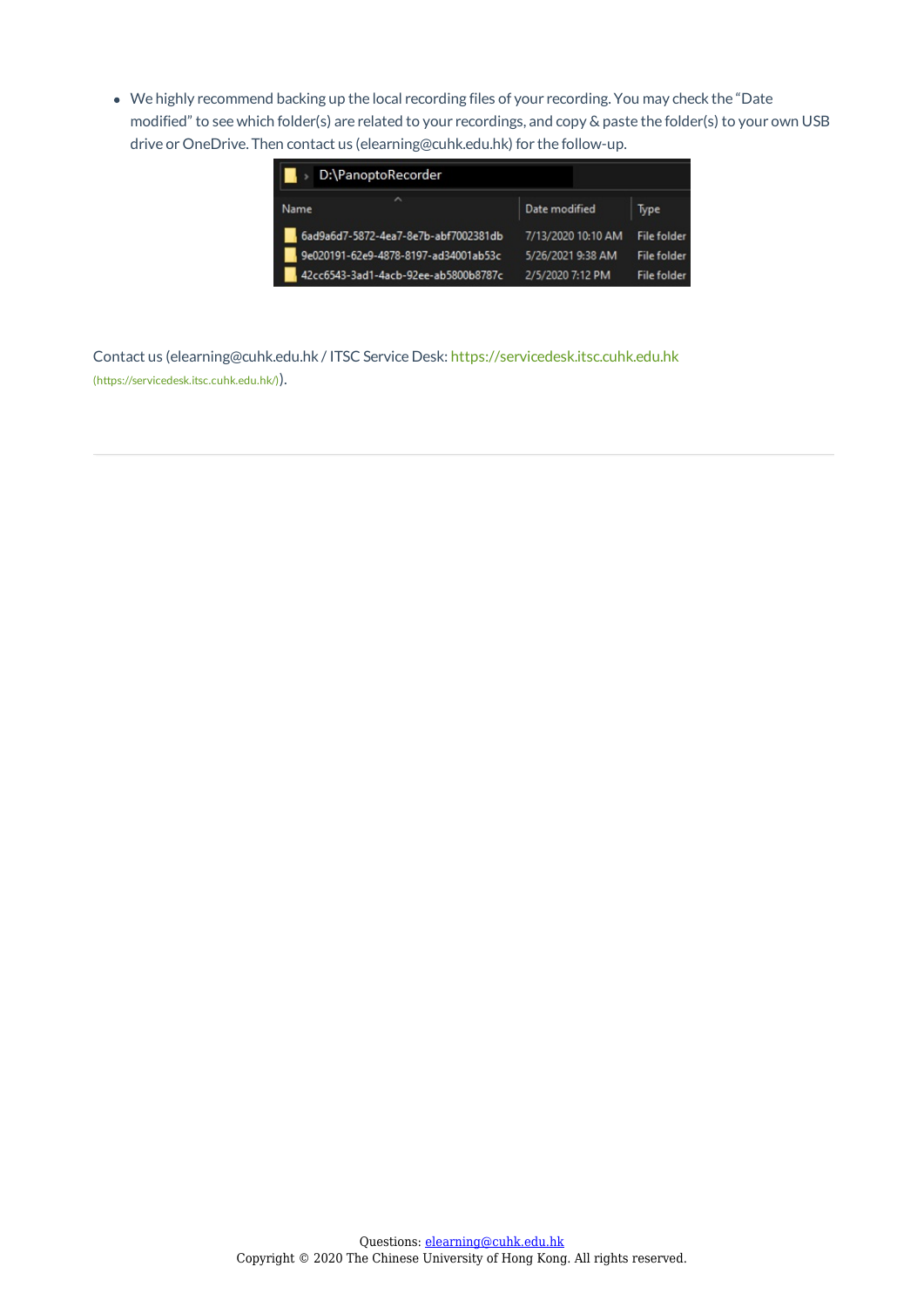- We highly recommend backing up the local recording files of your recording. You may check the "Date modified" to see which folder(s) are related to your recordings, and copy & paste the folder(s) to your own USB drive or OneDrive. Then contact us (elearning@cuhk.edu.hk) for the follow-up.

Contact us (elearning@cuhk.edu.hk / ITSC Service Desk: https://servicedesk.itsc.cuhk.edu.hk (https://servicedesk.itsc.cuhk.edu.hk/)).